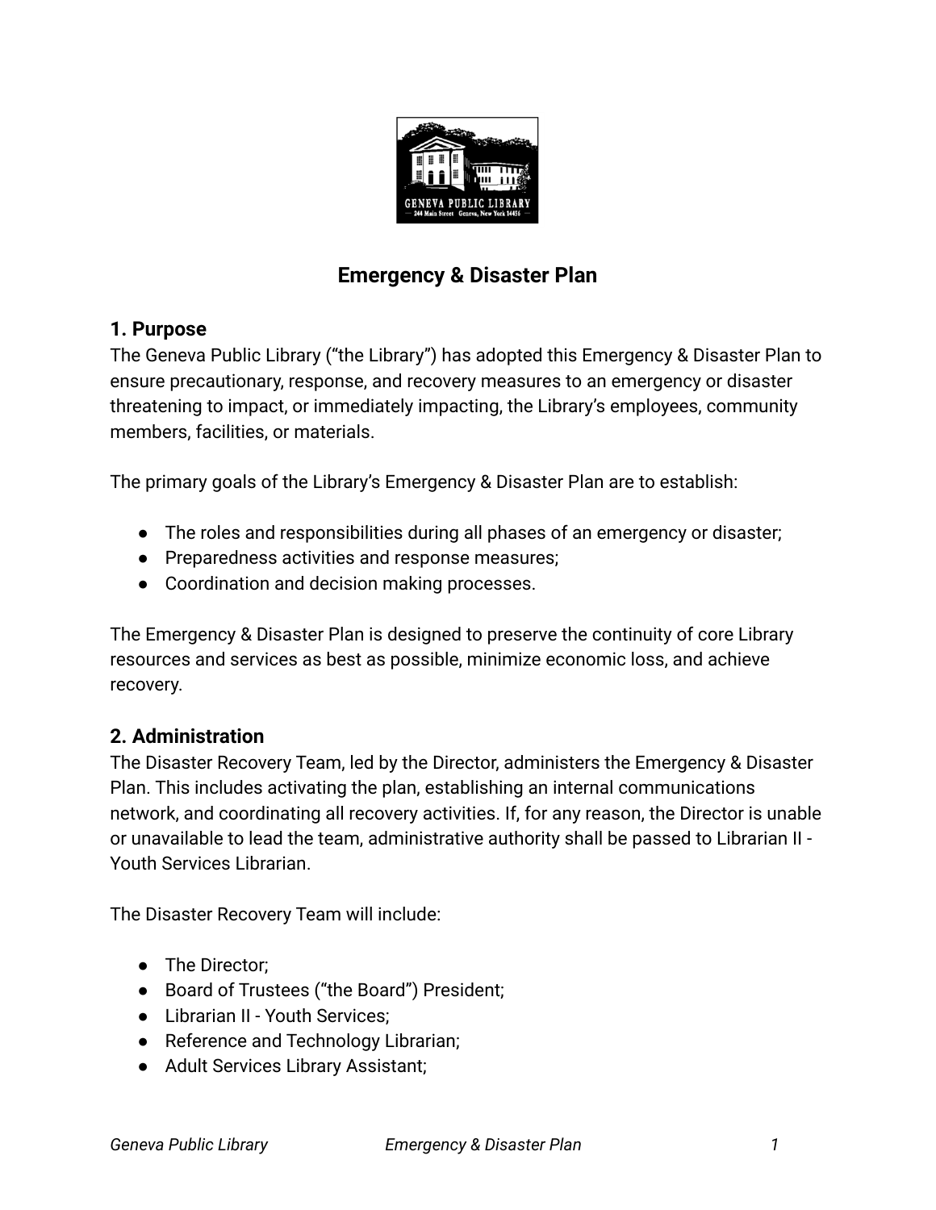# Emergency & Disaster Plan

## 1. Purpose

The Geneva Public Library ("the Library") has adopted this Emergency & Disaster Plan to ensure precautionary, response, and recovery measures to an emergency or disaster threatening to impact, or immediately impacting, the Library's employees, community members, facilities, or materials.

The primary goals of the Library's Emergency & Disaster Plan are to establish:

- The roles and responsibilities during all phases of an emergency or disaster;
- Preparedness activities and response measures;
- Coordination and decision making processes.

The Emergency & Disaster Plan is designed to preserve the continuity of core Library resources and services as best as possible, minimize economic loss, and achieve recovery.

## 2. Administration

The Disaster Recovery Team, led by the Director, administers the Emergency & Disaster Plan. This includes activating the plan, establishing an internal communications network, and coordinating all recovery activities. If, for any reason, the Director is unable or unavailable to lead the team, administrative authority shall be passed to Librarian II - Youth Services Librarian.

The Disaster Recovery Team will include:

- The Director;
- Board of Trustees ("the Board") President;
- Librarian II - Youth Services;
- Reference and Technology Librarian;
- Adult Services Library Assistant;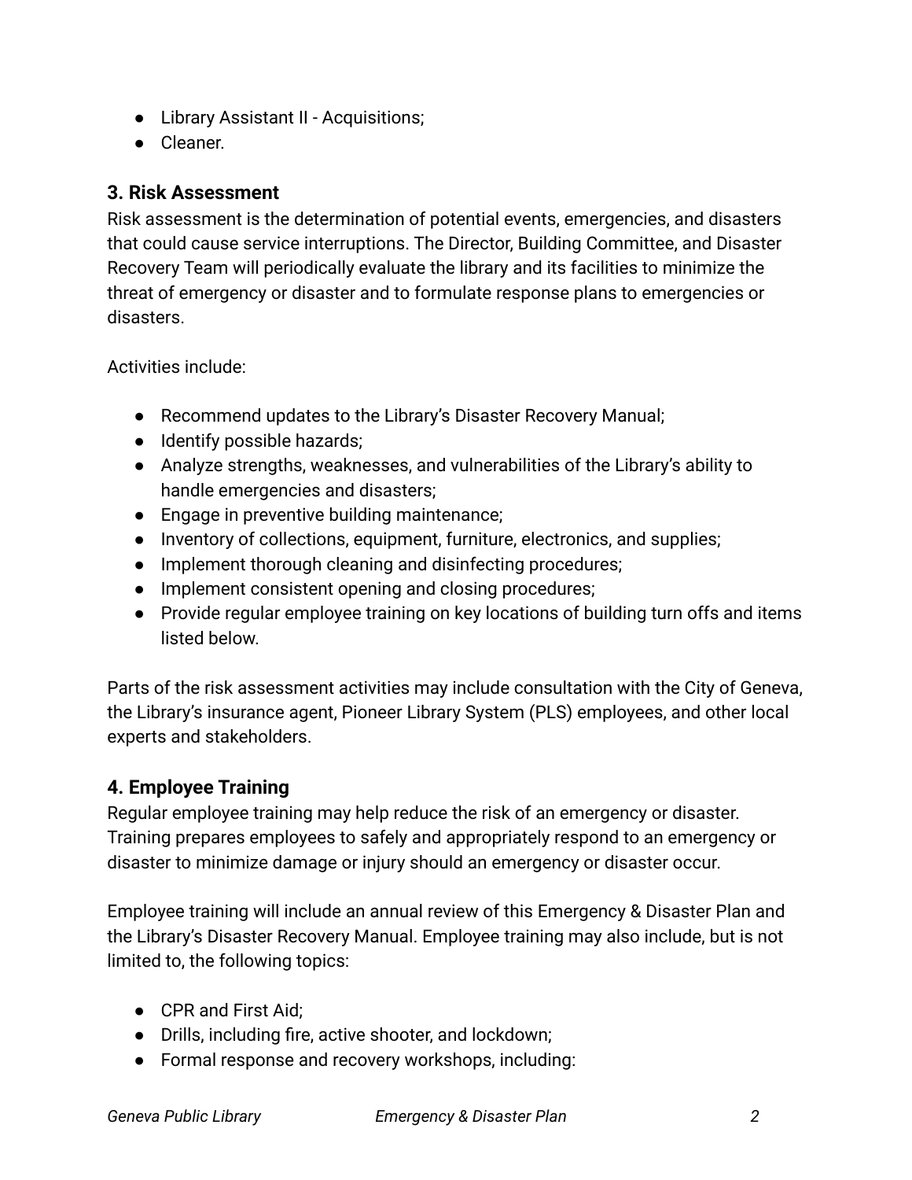- Library Assistant II - Acquisitions;
- Cleaner.

## 3. Risk Assessment

Risk assessment is the determination of potential events, emergencies, and disasters that could cause service interruptions. The Director, Building Committee, and Disaster Recovery Team will periodically evaluate the library and its facilities to minimize the threat of emergency or disaster and to formulate response plans to emergencies or disasters.

Activities include:

- Recommend updates to the Library's Disaster Recovery Manual;
- Identify possible hazards;
- Analyze strengths, weaknesses, and vulnerabilities of the Library's ability to handle emergencies and disasters;
- Engage in preventive building maintenance;
- Inventory of collections, equipment, furniture, electronics, and supplies;
- Implement thorough cleaning and disinfecting procedures;
- Implement consistent opening and closing procedures;
- Provide regular employee training on key locations of building turn offs and items listed below.

Parts of the risk assessment activities may include consultation with the City of Geneva, the Library's insurance agent, Pioneer Library System (PLS) employees, and other local experts and stakeholders.

## 4. Employee Training

Regular employee training may help reduce the risk of an emergency or disaster. Training prepares employees to safely and appropriately respond to an emergency or disaster to minimize damage or injury should an emergency or disaster occur.

Employee training will include an annual review of this Emergency & Disaster Plan and the Library's Disaster Recovery Manual. Employee training may also include, but is not limited to, the following topics:

- CPR and First Aid;
- Drills, including fire, active shooter, and lockdown;
- Formal response and recovery workshops, including: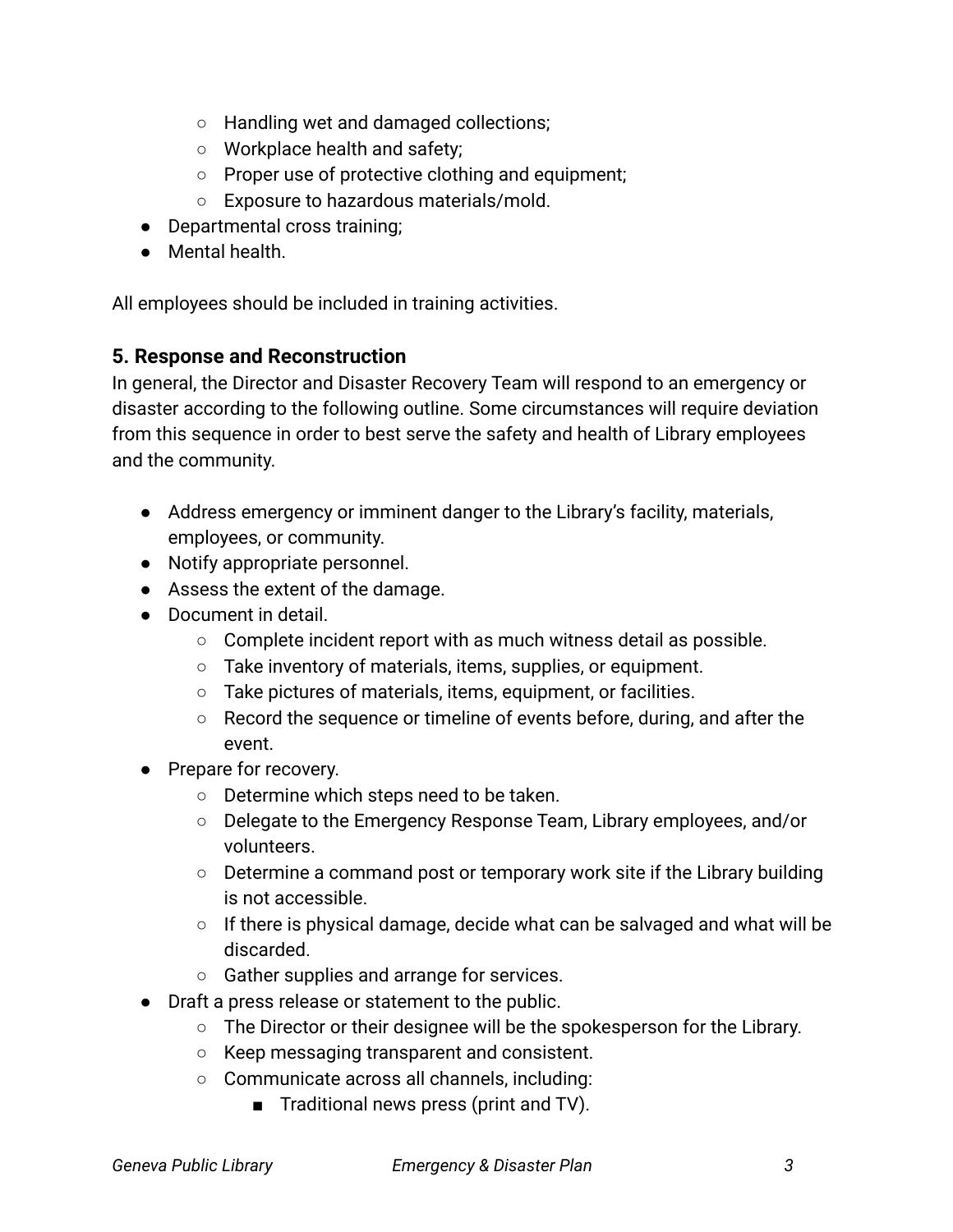- Handling wet and damaged collections;
  - Workplace health and safety;
  - Proper use of protective clothing and equipment;
  - Exposure to hazardous materials/mold.
- Departmental cross training;
- Mental health.

All employees should be included in training activities.

### 5. Response and Reconstruction

In general, the Director and Disaster Recovery Team will respond to an emergency or disaster according to the following outline. Some circumstances will require deviation from this sequence in order to best serve the safety and health of Library employees and the community.

- Address emergency or imminent danger to the Library's facility, materials, employees, or community.
- Notify appropriate personnel.
- Assess the extent of the damage.
- Document in detail.
  - Complete incident report with as much witness detail as possible.
  - Take inventory of materials, items, supplies, or equipment.
  - Take pictures of materials, items, equipment, or facilities.
  - Record the sequence or timeline of events before, during, and after the event.
- Prepare for recovery.
  - Determine which steps need to be taken.
  - Delegate to the Emergency Response Team, Library employees, and/or volunteers.
  - Determine a command post or temporary work site if the Library building is not accessible.
  - If there is physical damage, decide what can be salvaged and what will be discarded.
  - Gather supplies and arrange for services.
- Draft a press release or statement to the public.
  - The Director or their designee will be the spokesperson for the Library.
  - Keep messaging transparent and consistent.
  - Communicate across all channels, including:
    - Traditional news press (print and TV).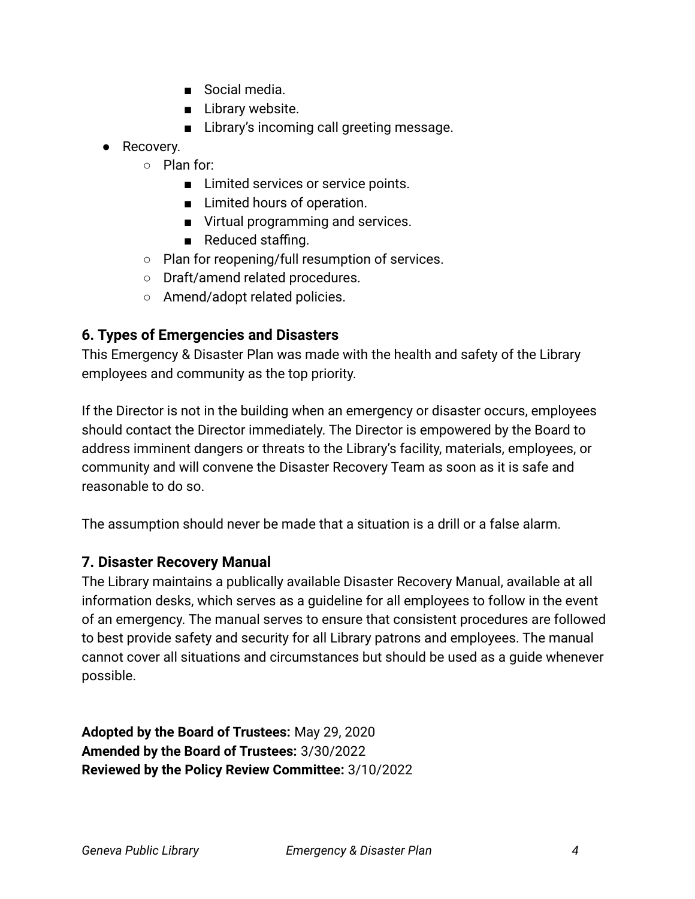- Social media.
        - Library website.
        - Library's incoming call greeting message.
- Recovery.
    - Plan for:
        - Limited services or service points.
        - Limited hours of operation.
        - Virtual programming and services.
        - Reduced staffing.
    - Plan for reopening/full resumption of services.
    - Draft/amend related procedures.
    - Amend/adopt related policies.

## 6. Types of Emergencies and Disasters

This Emergency & Disaster Plan was made with the health and safety of the Library employees and community as the top priority.

If the Director is not in the building when an emergency or disaster occurs, employees should contact the Director immediately. The Director is empowered by the Board to address imminent dangers or threats to the Library's facility, materials, employees, or community and will convene the Disaster Recovery Team as soon as it is safe and reasonable to do so.

The assumption should never be made that a situation is a drill or a false alarm.

## 7. Disaster Recovery Manual

The Library maintains a publically available Disaster Recovery Manual, available at all information desks, which serves as a guideline for all employees to follow in the event of an emergency. The manual serves to ensure that consistent procedures are followed to best provide safety and security for all Library patrons and employees. The manual cannot cover all situations and circumstances but should be used as a guide whenever possible.

**Adopted by the Board of Trustees:** May 29, 2020
**Amended by the Board of Trustees:** 3/30/2022
**Reviewed by the Policy Review Committee:** 3/10/2022